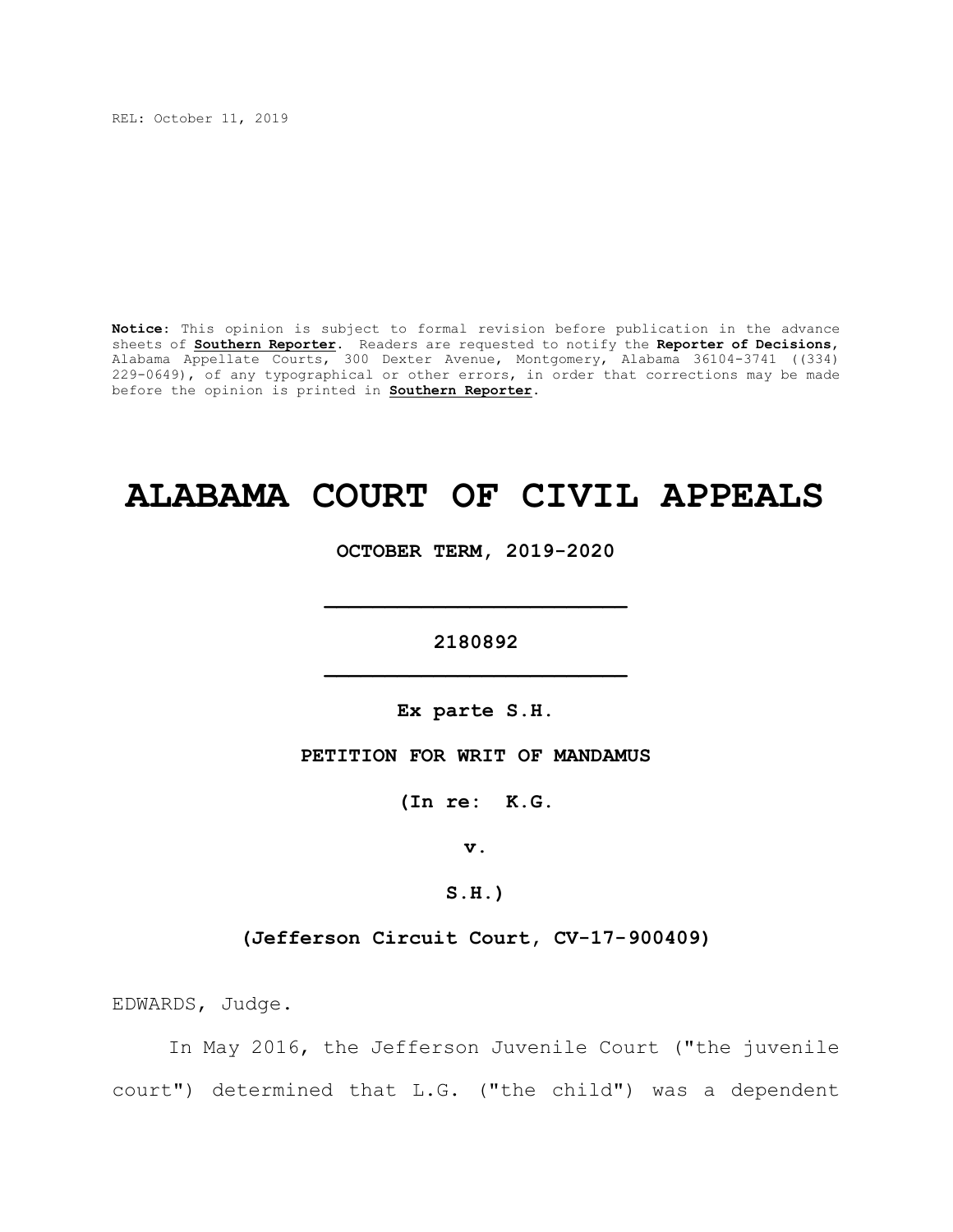REL: October 11, 2019

**Notice:** This opinion is subject to formal revision before publication in the advance sheets of **Southern Reporter**. Readers are requested to notify the **Reporter of Decisions**, Alabama Appellate Courts, 300 Dexter Avenue, Montgomery, Alabama 36104-3741 ((334) 229-0649), of any typographical or other errors, in order that corrections may be made before the opinion is printed in **Southern Reporter**.

# ALABAMA COURT OF CIVIL APPEALS

**OCTOBER TERM, 2019-2020**

---

**2180892**

---

**Ex parte S.H.**

**PETITION FOR WRIT OF MANDAMUS**

**(In re: K.G.**

**v.**

**S.H.)**

**(Jefferson Circuit Court, CV-17-900409)**

EDWARDS, Judge.

In May 2016, the Jefferson Juvenile Court ("the juvenile court") determined that L.G. ("the child") was a dependent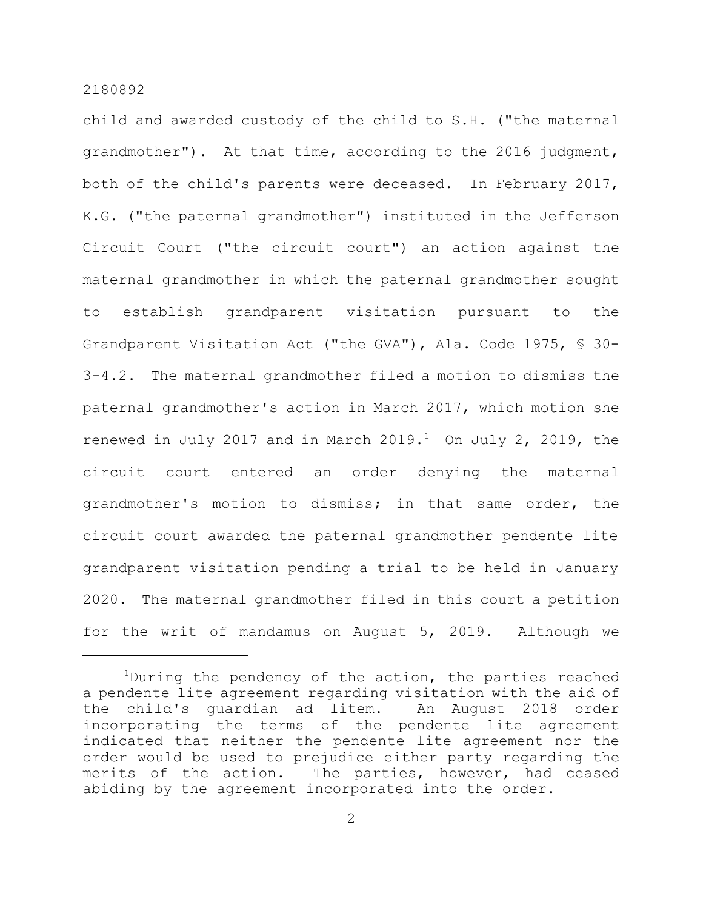child and awarded custody of the child to S.H. ("the maternal grandmother"). At that time, according to the 2016 judgment, both of the child's parents were deceased. In February 2017, K.G. ("the paternal grandmother") instituted in the Jefferson Circuit Court ("the circuit court") an action against the maternal grandmother in which the paternal grandmother sought to establish grandparent visitation pursuant to the Grandparent Visitation Act ("the GVA"), Ala. Code 1975, § 30-3-4.2. The maternal grandmother filed a motion to dismiss the paternal grandmother's action in March 2017, which motion she renewed in July 2017 and in March 2019.[1] On July 2, 2019, the circuit court entered an order denying the maternal grandmother's motion to dismiss; in that same order, the circuit court awarded the paternal grandmother pendente lite grandparent visitation pending a trial to be held in January 2020. The maternal grandmother filed in this court a petition for the writ of mandamus on August 5, 2019. Although we

---

[1]During the pendency of the action, the parties reached a pendente lite agreement regarding visitation with the aid of the child's guardian ad litem. An August 2018 order incorporating the terms of the pendente lite agreement indicated that neither the pendente lite agreement nor the order would be used to prejudice either party regarding the merits of the action. The parties, however, had ceased abiding by the agreement incorporated into the order.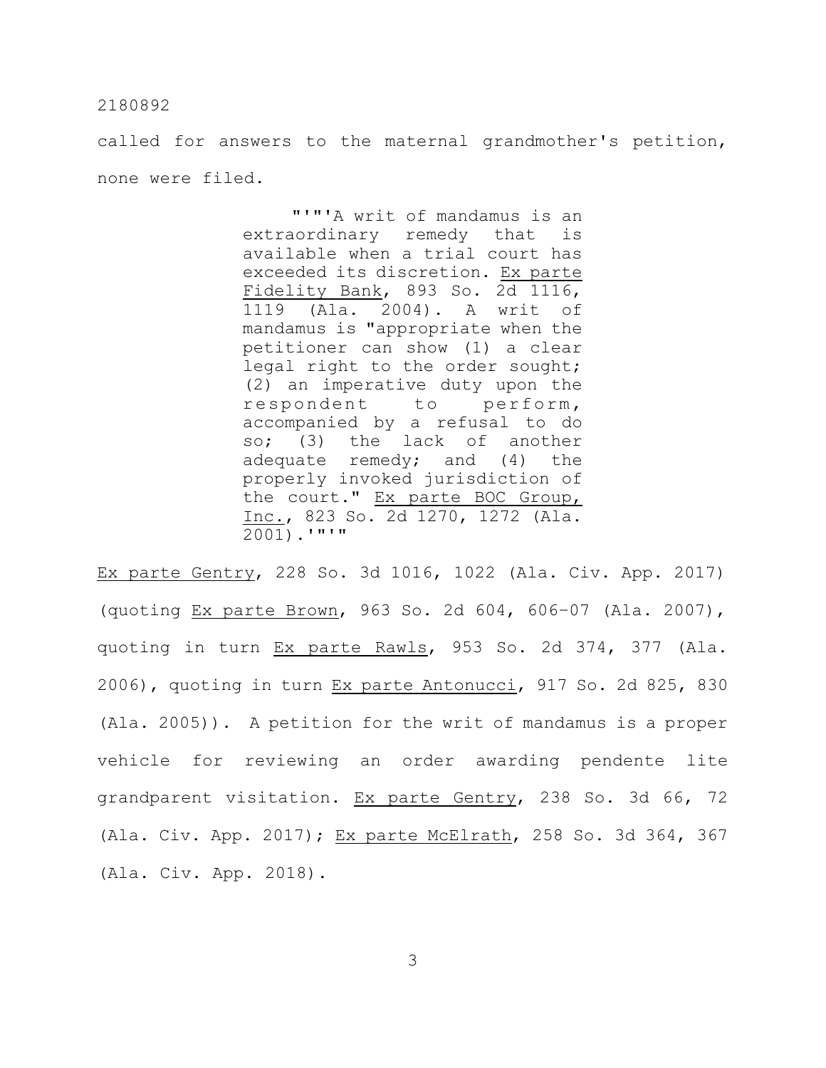called for answers to the maternal grandmother's petition, none were filed.

> "'"'A writ of mandamus is an extraordinary remedy that is available when a trial court has exceeded its discretion. Ex parte Fidelity Bank, 893 So. 2d 1116, 1119 (Ala. 2004). A writ of mandamus is "appropriate when the petitioner can show (1) a clear legal right to the order sought; (2) an imperative duty upon the respondent to perform, accompanied by a refusal to do so; (3) the lack of another adequate remedy; and (4) the properly invoked jurisdiction of the court." Ex parte BOC Group, Inc., 823 So. 2d 1270, 1272 (Ala. 2001).'"'"

Ex parte Gentry, 228 So. 3d 1016, 1022 (Ala. Civ. App. 2017) (quoting Ex parte Brown, 963 So. 2d 604, 606-07 (Ala. 2007), quoting in turn Ex parte Rawls, 953 So. 2d 374, 377 (Ala. 2006), quoting in turn Ex parte Antonucci, 917 So. 2d 825, 830 (Ala. 2005)). A petition for the writ of mandamus is a proper vehicle for reviewing an order awarding pendente lite grandparent visitation. Ex parte Gentry, 238 So. 3d 66, 72 (Ala. Civ. App. 2017); Ex parte McElrath, 258 So. 3d 364, 367 (Ala. Civ. App. 2018).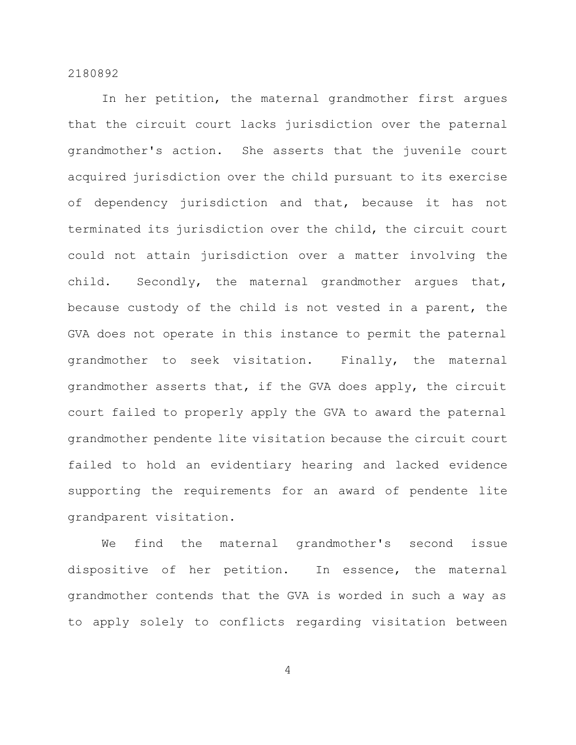In her petition, the maternal grandmother first argues that the circuit court lacks jurisdiction over the paternal grandmother's action. She asserts that the juvenile court acquired jurisdiction over the child pursuant to its exercise of dependency jurisdiction and that, because it has not terminated its jurisdiction over the child, the circuit court could not attain jurisdiction over a matter involving the child. Secondly, the maternal grandmother argues that, because custody of the child is not vested in a parent, the GVA does not operate in this instance to permit the paternal grandmother to seek visitation. Finally, the maternal grandmother asserts that, if the GVA does apply, the circuit court failed to properly apply the GVA to award the paternal grandmother pendente lite visitation because the circuit court failed to hold an evidentiary hearing and lacked evidence supporting the requirements for an award of pendente lite grandparent visitation.

We find the maternal grandmother's second issue dispositive of her petition. In essence, the maternal grandmother contends that the GVA is worded in such a way as to apply solely to conflicts regarding visitation between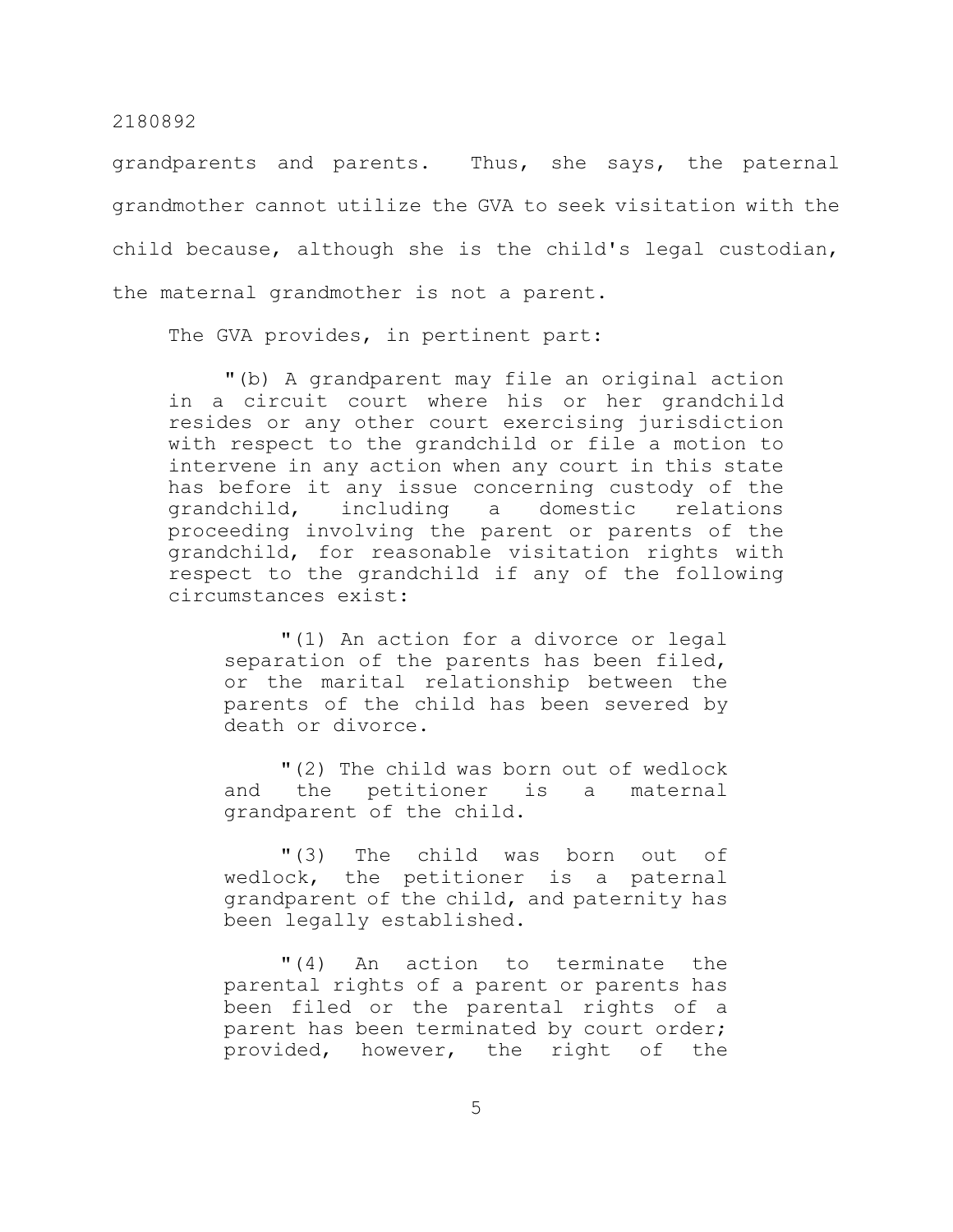grandparents and parents. Thus, she says, the paternal grandmother cannot utilize the GVA to seek visitation with the child because, although she is the child's legal custodian, the maternal grandmother is not a parent.

The GVA provides, in pertinent part:

> "(b) A grandparent may file an original action in a circuit court where his or her grandchild resides or any other court exercising jurisdiction with respect to the grandchild or file a motion to intervene in any action when any court in this state has before it any issue concerning custody of the grandchild, including a domestic relations proceeding involving the parent or parents of the grandchild, for reasonable visitation rights with respect to the grandchild if any of the following circumstances exist:
>
> > "(1) An action for a divorce or legal separation of the parents has been filed, or the marital relationship between the parents of the child has been severed by death or divorce.
> >
> > "(2) The child was born out of wedlock and the petitioner is a maternal grandparent of the child.
> >
> > "(3) The child was born out of wedlock, the petitioner is a paternal grandparent of the child, and paternity has been legally established.
> >
> > "(4) An action to terminate the parental rights of a parent or parents has been filed or the parental rights of a parent has been terminated by court order; provided, however, the right of the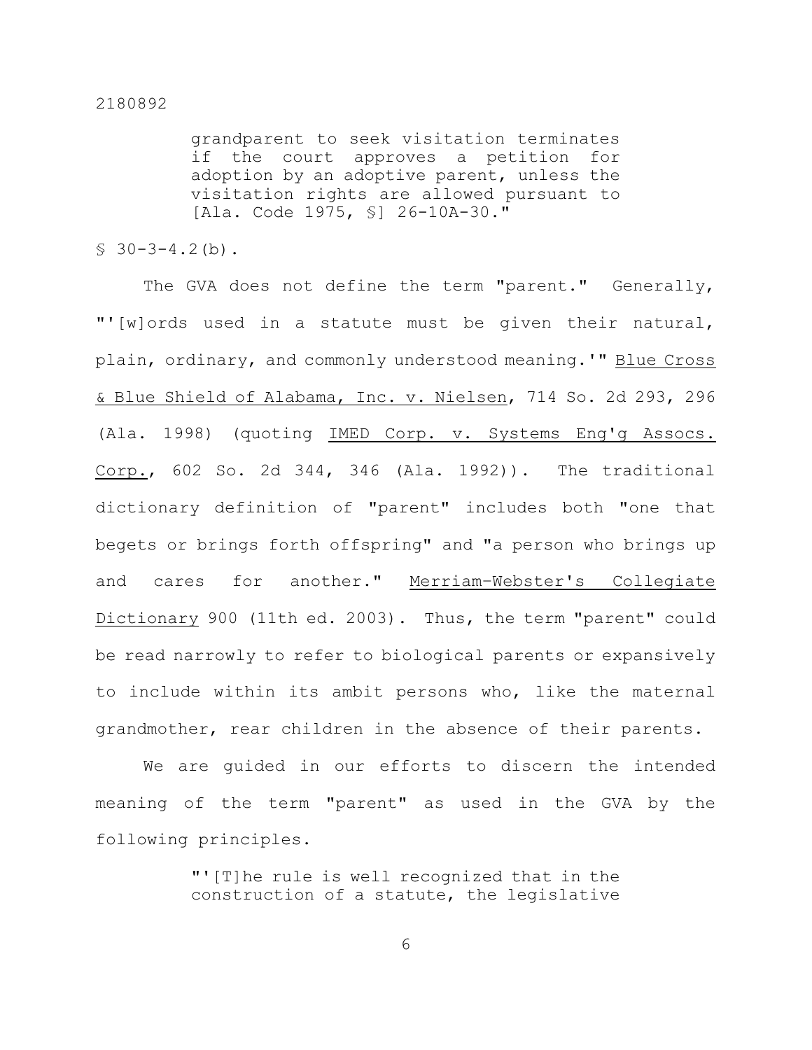> grandparent to seek visitation terminates if the court approves a petition for adoption by an adoptive parent, unless the visitation rights are allowed pursuant to [Ala. Code 1975, §] 26-10A-30."

§ 30-3-4.2(b).

The GVA does not define the term "parent." Generally, "'[w]ords used in a statute must be given their natural, plain, ordinary, and commonly understood meaning.'" Blue Cross & Blue Shield of Alabama, Inc. v. Nielsen, 714 So. 2d 293, 296 (Ala. 1998) (quoting IMED Corp. v. Systems Eng'g Assocs. Corp., 602 So. 2d 344, 346 (Ala. 1992)). The traditional dictionary definition of "parent" includes both "one that begets or brings forth offspring" and "a person who brings up and cares for another." Merriam-Webster's Collegiate Dictionary 900 (11th ed. 2003). Thus, the term "parent" could be read narrowly to refer to biological parents or expansively to include within its ambit persons who, like the maternal grandmother, rear children in the absence of their parents.

We are guided in our efforts to discern the intended meaning of the term "parent" as used in the GVA by the following principles.

> "'[T]he rule is well recognized that in the construction of a statute, the legislative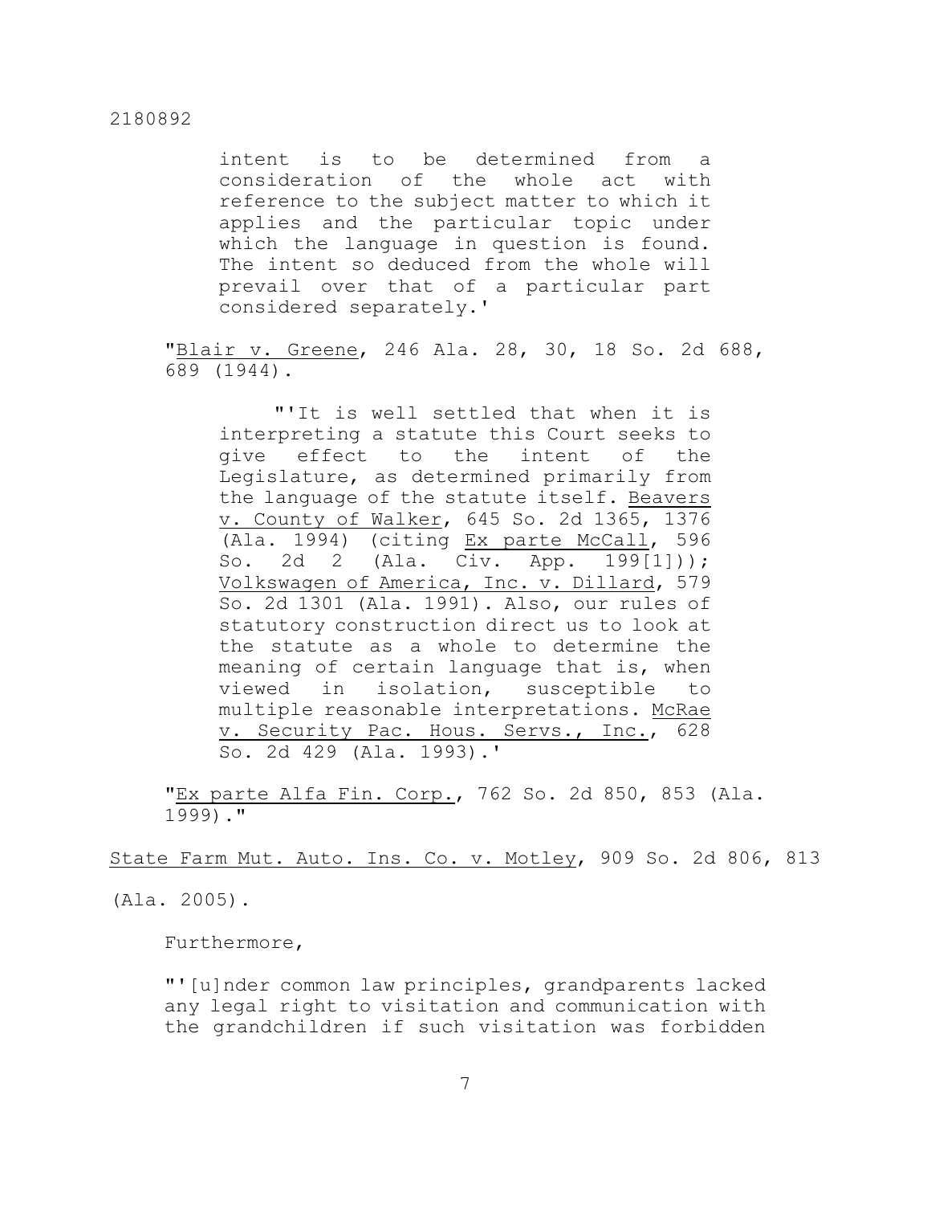> intent is to be determined from a consideration of the whole act with reference to the subject matter to which it applies and the particular topic under which the language in question is found. The intent so deduced from the whole will prevail over that of a particular part considered separately.'
>
> "Blair v. Greene, 246 Ala. 28, 30, 18 So. 2d 688, 689 (1944).
>
> > "'It is well settled that when it is interpreting a statute this Court seeks to give effect to the intent of the Legislature, as determined primarily from the language of the statute itself. Beavers v. County of Walker, 645 So. 2d 1365, 1376 (Ala. 1994) (citing Ex parte McCall, 596 So. 2d 2 (Ala. Civ. App. 199[1])); Volkswagen of America, Inc. v. Dillard, 579 So. 2d 1301 (Ala. 1991). Also, our rules of statutory construction direct us to look at the statute as a whole to determine the meaning of certain language that is, when viewed in isolation, susceptible to multiple reasonable interpretations. McRae v. Security Pac. Hous. Servs., Inc., 628 So. 2d 429 (Ala. 1993).'
>
> "Ex parte Alfa Fin. Corp., 762 So. 2d 850, 853 (Ala. 1999)."

State Farm Mut. Auto. Ins. Co. v. Motley, 909 So. 2d 806, 813 (Ala. 2005).

Furthermore,

> "'[u]nder common law principles, grandparents lacked any legal right to visitation and communication with the grandchildren if such visitation was forbidden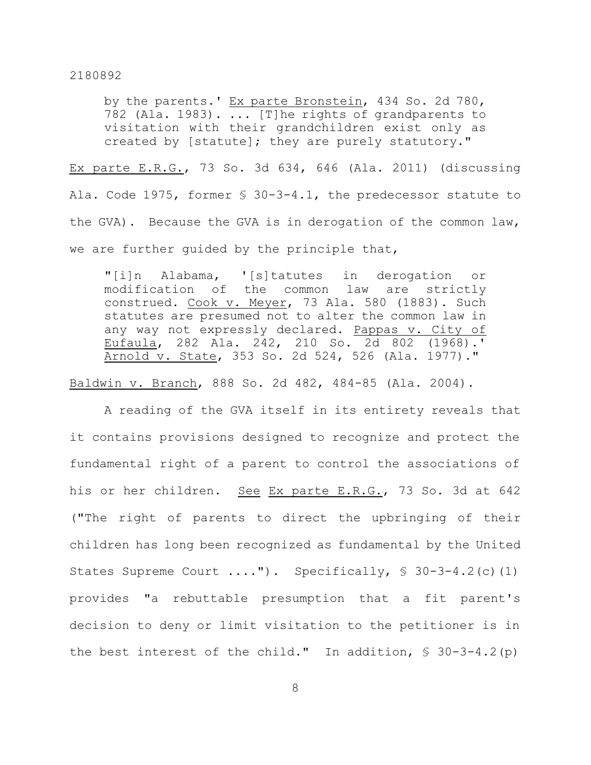> by the parents.' Ex parte Bronstein, 434 So. 2d 780, 782 (Ala. 1983). ... [T]he rights of grandparents to visitation with their grandchildren exist only as created by [statute]; they are purely statutory."

Ex parte E.R.G., 73 So. 3d 634, 646 (Ala. 2011) (discussing Ala. Code 1975, former § 30-3-4.1, the predecessor statute to the GVA). Because the GVA is in derogation of the common law, we are further guided by the principle that,

> "[i]n Alabama, '[s]tatutes in derogation or modification of the common law are strictly construed. Cook v. Meyer, 73 Ala. 580 (1883). Such statutes are presumed not to alter the common law in any way not expressly declared. Pappas v. City of Eufaula, 282 Ala. 242, 210 So. 2d 802 (1968).' Arnold v. State, 353 So. 2d 524, 526 (Ala. 1977)."

Baldwin v. Branch, 888 So. 2d 482, 484-85 (Ala. 2004).

A reading of the GVA itself in its entirety reveals that it contains provisions designed to recognize and protect the fundamental right of a parent to control the associations of his or her children. See Ex parte E.R.G., 73 So. 3d at 642 ("The right of parents to direct the upbringing of their children has long been recognized as fundamental by the United States Supreme Court ...."). Specifically, § 30-3-4.2(c)(1) provides "a rebuttable presumption that a fit parent's decision to deny or limit visitation to the petitioner is in the best interest of the child." In addition, § 30-3-4.2(p)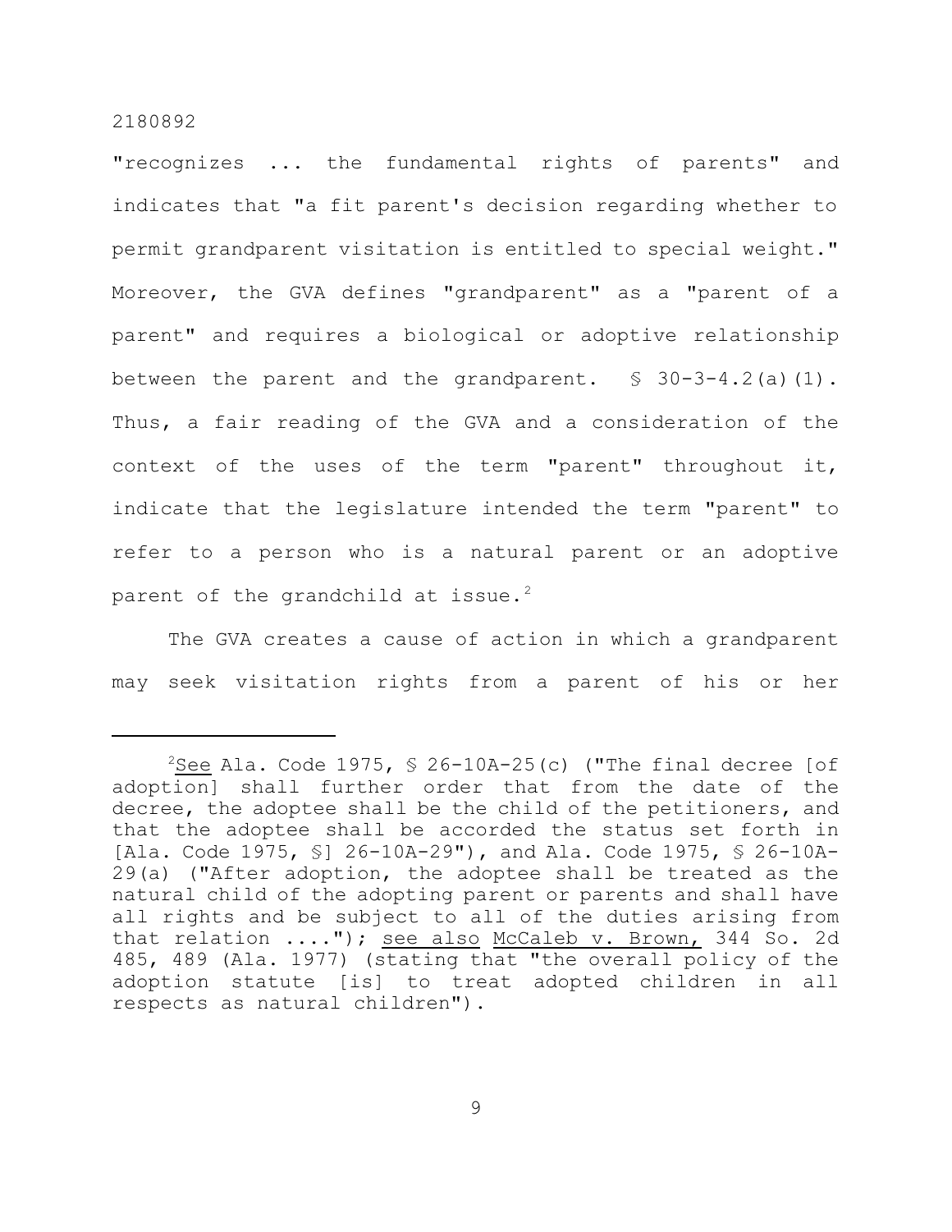"recognizes ... the fundamental rights of parents" and indicates that "a fit parent's decision regarding whether to permit grandparent visitation is entitled to special weight." Moreover, the GVA defines "grandparent" as a "parent of a parent" and requires a biological or adoptive relationship between the parent and the grandparent. § 30-3-4.2(a)(1). Thus, a fair reading of the GVA and a consideration of the context of the uses of the term "parent" throughout it, indicate that the legislature intended the term "parent" to refer to a person who is a natural parent or an adoptive parent of the grandchild at issue.[2]

The GVA creates a cause of action in which a grandparent may seek visitation rights from a parent of his or her

---

[2]See Ala. Code 1975, § 26-10A-25(c) ("The final decree [of adoption] shall further order that from the date of the decree, the adoptee shall be the child of the petitioners, and that the adoptee shall be accorded the status set forth in [Ala. Code 1975, §] 26-10A-29"), and Ala. Code 1975, § 26-10A-29(a) ("After adoption, the adoptee shall be treated as the natural child of the adopting parent or parents and shall have all rights and be subject to all of the duties arising from that relation ...."); see also McCaleb v. Brown, 344 So. 2d 485, 489 (Ala. 1977) (stating that "the overall policy of the adoption statute [is] to treat adopted children in all respects as natural children").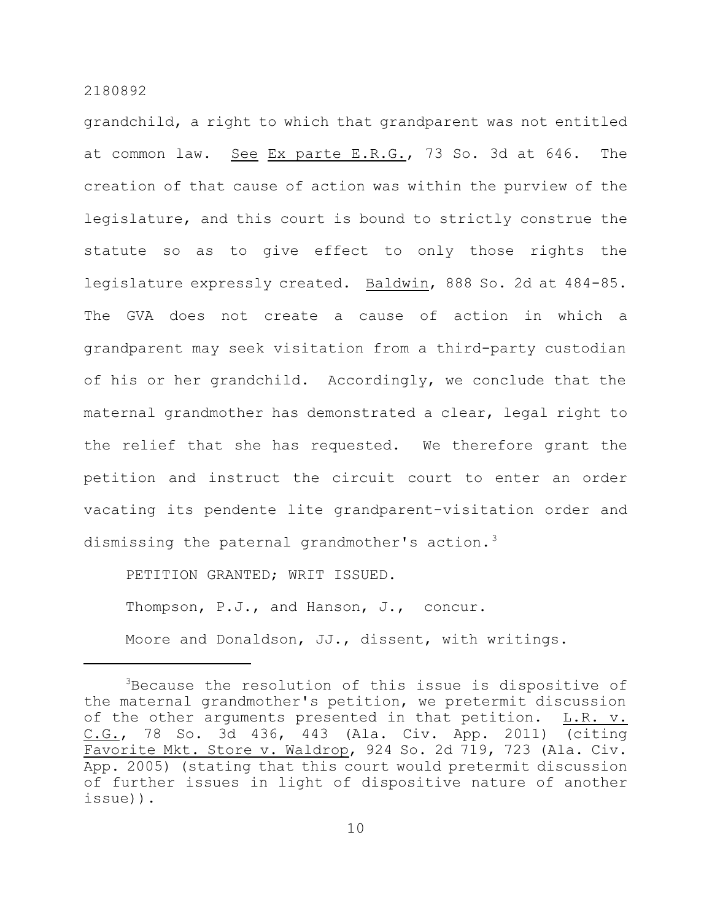grandchild, a right to which that grandparent was not entitled at common law. See Ex parte E.R.G., 73 So. 3d at 646. The creation of that cause of action was within the purview of the legislature, and this court is bound to strictly construe the statute so as to give effect to only those rights the legislature expressly created. Baldwin, 888 So. 2d at 484-85. The GVA does not create a cause of action in which a grandparent may seek visitation from a third-party custodian of his or her grandchild. Accordingly, we conclude that the maternal grandmother has demonstrated a clear, legal right to the relief that she has requested. We therefore grant the petition and instruct the circuit court to enter an order vacating its pendente lite grandparent-visitation order and dismissing the paternal grandmother's action.[3]

PETITION GRANTED; WRIT ISSUED.

Thompson, P.J., and Hanson, J., concur.

Moore and Donaldson, JJ., dissent, with writings.

---

[3]Because the resolution of this issue is dispositive of the maternal grandmother's petition, we pretermit discussion of the other arguments presented in that petition. L.R. v. C.G., 78 So. 3d 436, 443 (Ala. Civ. App. 2011) (citing Favorite Mkt. Store v. Waldrop, 924 So. 2d 719, 723 (Ala. Civ. App. 2005) (stating that this court would pretermit discussion of further issues in light of dispositive nature of another issue)).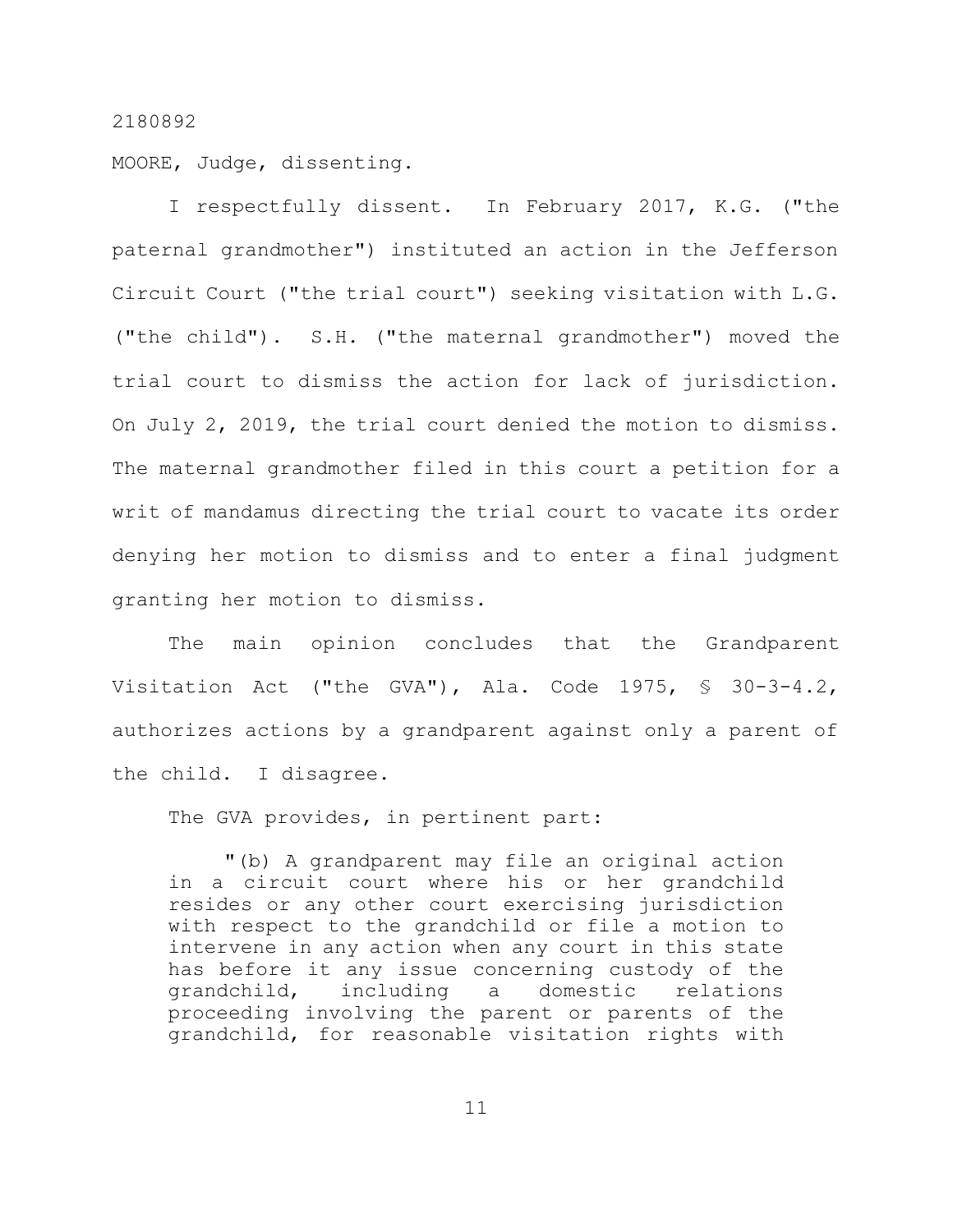MOORE, Judge, dissenting.

I respectfully dissent. In February 2017, K.G. ("the paternal grandmother") instituted an action in the Jefferson Circuit Court ("the trial court") seeking visitation with L.G. ("the child"). S.H. ("the maternal grandmother") moved the trial court to dismiss the action for lack of jurisdiction. On July 2, 2019, the trial court denied the motion to dismiss. The maternal grandmother filed in this court a petition for a writ of mandamus directing the trial court to vacate its order denying her motion to dismiss and to enter a final judgment granting her motion to dismiss.

The main opinion concludes that the Grandparent Visitation Act ("the GVA"), Ala. Code 1975, § 30-3-4.2, authorizes actions by a grandparent against only a parent of the child. I disagree.

The GVA provides, in pertinent part:

> "(b) A grandparent may file an original action in a circuit court where his or her grandchild resides or any other court exercising jurisdiction with respect to the grandchild or file a motion to intervene in any action when any court in this state has before it any issue concerning custody of the grandchild, including a domestic relations proceeding involving the parent or parents of the grandchild, for reasonable visitation rights with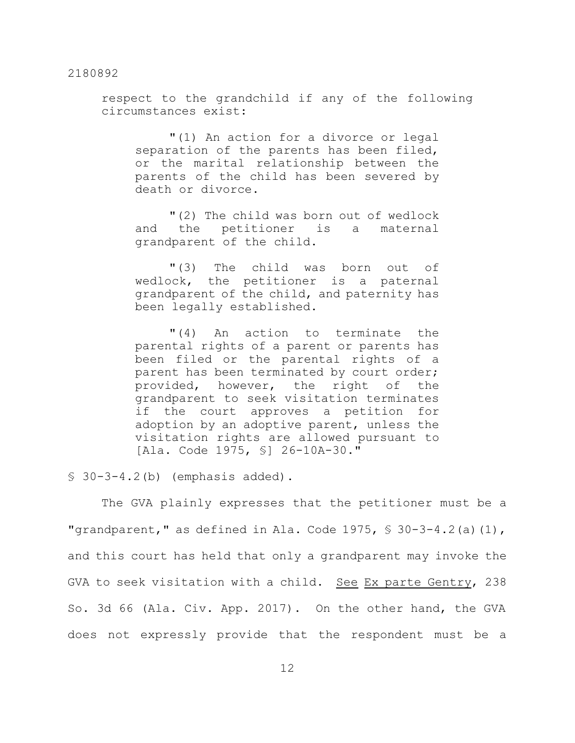respect to the grandchild if any of the following circumstances exist:

> "(1) An action for a divorce or legal separation of the parents has been filed, or the marital relationship between the parents of the child has been severed by death or divorce.
>
> "(2) The child was born out of wedlock and the petitioner is a maternal grandparent of the child.
>
> "(3) The child was born out of wedlock, the petitioner is a paternal grandparent of the child, and paternity has been legally established.
>
> "(4) An action to terminate the parental rights of a parent or parents has been filed or the parental rights of a parent has been terminated by court order; provided, however, the right of the grandparent to seek visitation terminates if the court approves a petition for adoption by an adoptive parent, unless the visitation rights are allowed pursuant to [Ala. Code 1975, §] 26-10A-30."

§ 30-3-4.2(b) (emphasis added).

The GVA plainly expresses that the petitioner must be a "grandparent," as defined in Ala. Code 1975, § 30-3-4.2(a)(1), and this court has held that only a grandparent may invoke the GVA to seek visitation with a child. See Ex parte Gentry, 238 So. 3d 66 (Ala. Civ. App. 2017). On the other hand, the GVA does not expressly provide that the respondent must be a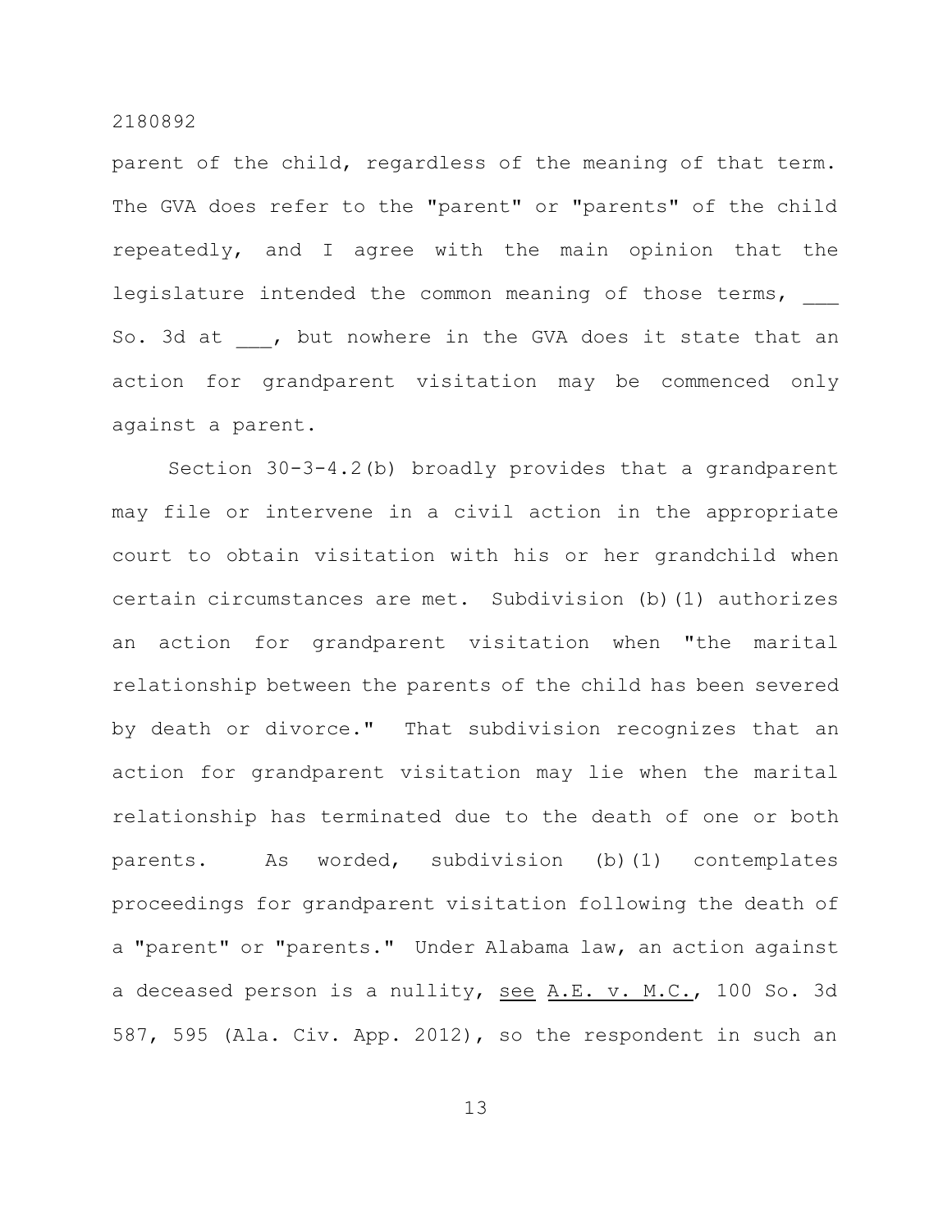parent of the child, regardless of the meaning of that term. The GVA does refer to the "parent" or "parents" of the child repeatedly, and I agree with the main opinion that the legislature intended the common meaning of those terms, ___ So. 3d at ___, but nowhere in the GVA does it state that an action for grandparent visitation may be commenced only against a parent.

Section 30-3-4.2(b) broadly provides that a grandparent may file or intervene in a civil action in the appropriate court to obtain visitation with his or her grandchild when certain circumstances are met. Subdivision (b)(1) authorizes an action for grandparent visitation when "the marital relationship between the parents of the child has been severed by death or divorce." That subdivision recognizes that an action for grandparent visitation may lie when the marital relationship has terminated due to the death of one or both parents. As worded, subdivision (b)(1) contemplates proceedings for grandparent visitation following the death of a "parent" or "parents." Under Alabama law, an action against a deceased person is a nullity, see A.E. v. M.C., 100 So. 3d 587, 595 (Ala. Civ. App. 2012), so the respondent in such an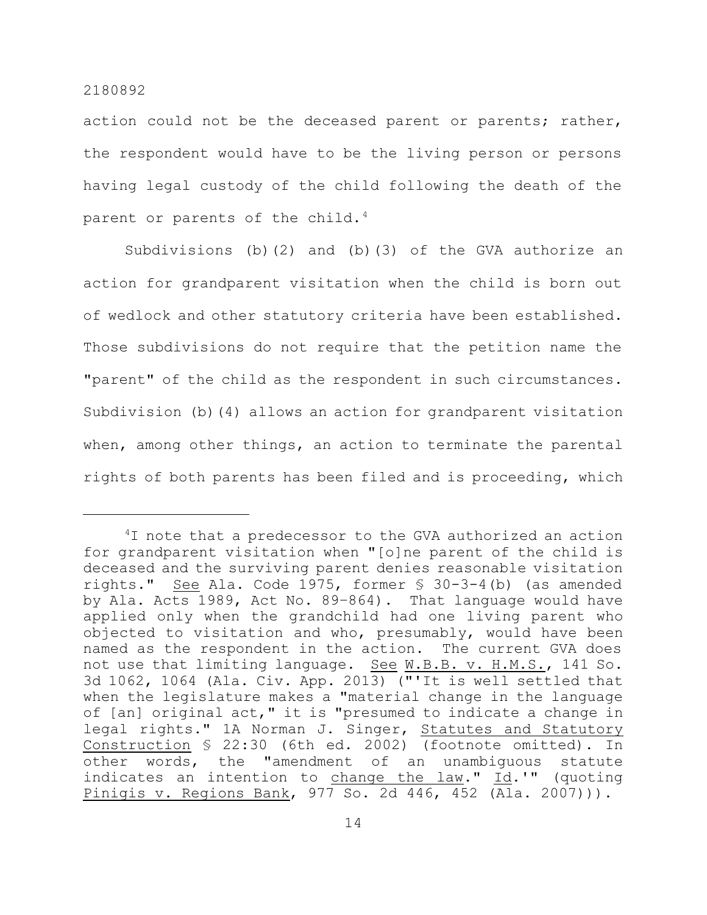action could not be the deceased parent or parents; rather, the respondent would have to be the living person or persons having legal custody of the child following the death of the parent or parents of the child.[4]

Subdivisions (b)(2) and (b)(3) of the GVA authorize an action for grandparent visitation when the child is born out of wedlock and other statutory criteria have been established. Those subdivisions do not require that the petition name the "parent" of the child as the respondent in such circumstances. Subdivision (b)(4) allows an action for grandparent visitation when, among other things, an action to terminate the parental rights of both parents has been filed and is proceeding, which

---

[4]I note that a predecessor to the GVA authorized an action for grandparent visitation when "[o]ne parent of the child is deceased and the surviving parent denies reasonable visitation rights." See Ala. Code 1975, former § 30-3-4(b) (as amended by Ala. Acts 1989, Act No. 89-864). That language would have applied only when the grandchild had one living parent who objected to visitation and who, presumably, would have been named as the respondent in the action. The current GVA does not use that limiting language. See W.B.B. v. H.M.S., 141 So. 3d 1062, 1064 (Ala. Civ. App. 2013) ("'It is well settled that when the legislature makes a "material change in the language of [an] original act," it is "presumed to indicate a change in legal rights." 1A Norman J. Singer, Statutes and Statutory Construction § 22:30 (6th ed. 2002) (footnote omitted). In other words, the "amendment of an unambiguous statute indicates an intention to change the law." Id.'" (quoting Pinigis v. Regions Bank, 977 So. 2d 446, 452 (Ala. 2007))).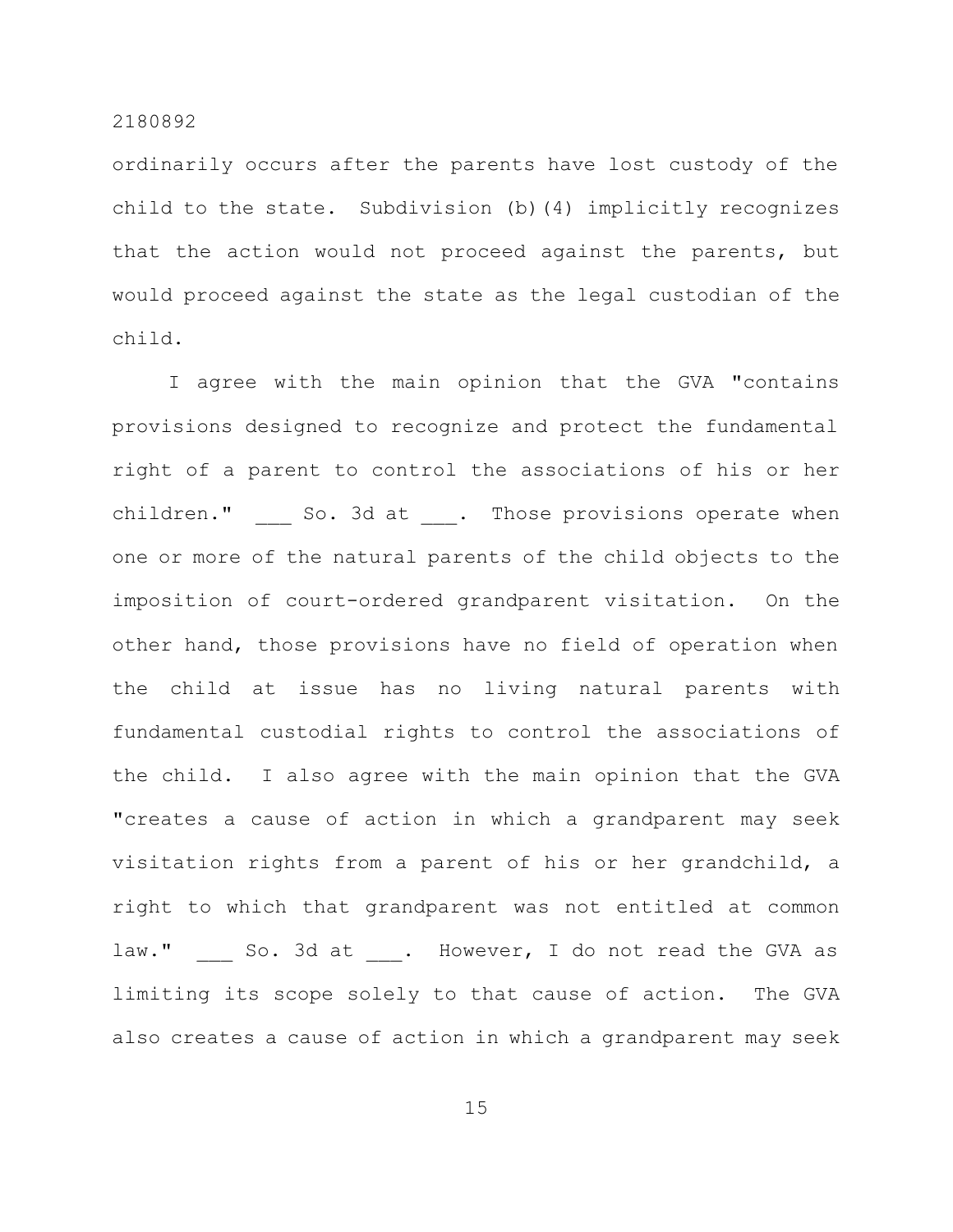ordinarily occurs after the parents have lost custody of the child to the state. Subdivision (b)(4) implicitly recognizes that the action would not proceed against the parents, but would proceed against the state as the legal custodian of the child.

I agree with the main opinion that the GVA "contains provisions designed to recognize and protect the fundamental right of a parent to control the associations of his or her children." ___ So. 3d at ___. Those provisions operate when one or more of the natural parents of the child objects to the imposition of court-ordered grandparent visitation. On the other hand, those provisions have no field of operation when the child at issue has no living natural parents with fundamental custodial rights to control the associations of the child. I also agree with the main opinion that the GVA "creates a cause of action in which a grandparent may seek visitation rights from a parent of his or her grandchild, a right to which that grandparent was not entitled at common law." ___ So. 3d at ___. However, I do not read the GVA as limiting its scope solely to that cause of action. The GVA also creates a cause of action in which a grandparent may seek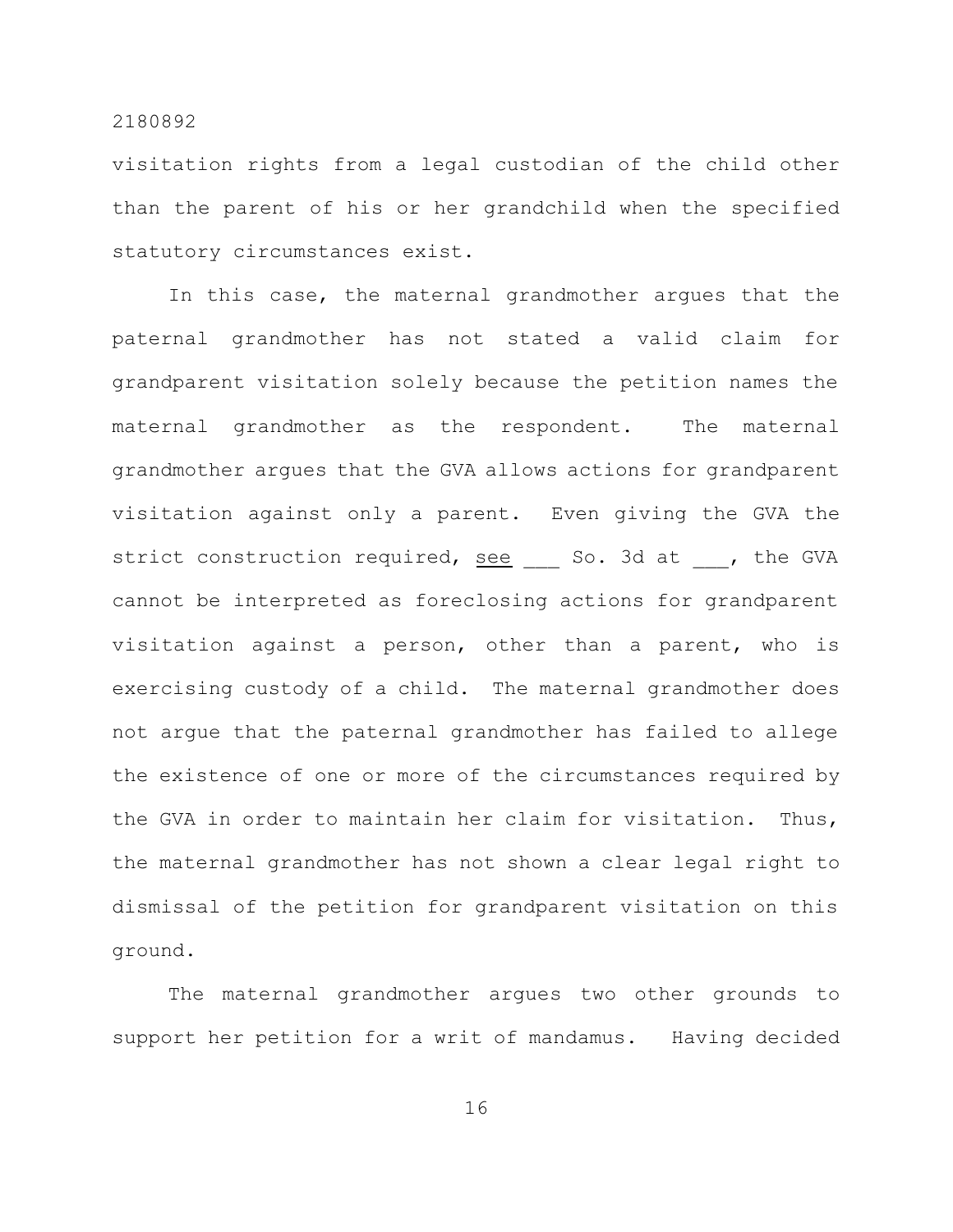visitation rights from a legal custodian of the child other than the parent of his or her grandchild when the specified statutory circumstances exist.

In this case, the maternal grandmother argues that the paternal grandmother has not stated a valid claim for grandparent visitation solely because the petition names the maternal grandmother as the respondent. The maternal grandmother argues that the GVA allows actions for grandparent visitation against only a parent. Even giving the GVA the strict construction required, see ___ So. 3d at ___, the GVA cannot be interpreted as foreclosing actions for grandparent visitation against a person, other than a parent, who is exercising custody of a child. The maternal grandmother does not argue that the paternal grandmother has failed to allege the existence of one or more of the circumstances required by the GVA in order to maintain her claim for visitation. Thus, the maternal grandmother has not shown a clear legal right to dismissal of the petition for grandparent visitation on this ground.

The maternal grandmother argues two other grounds to support her petition for a writ of mandamus. Having decided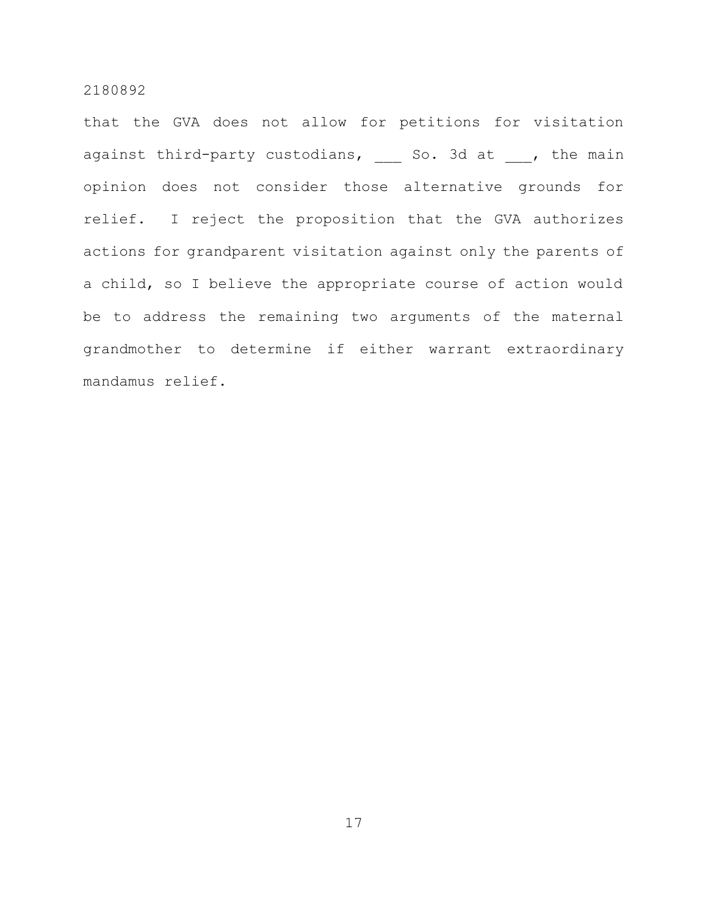that the GVA does not allow for petitions for visitation against third-party custodians, ___ So. 3d at ___, the main opinion does not consider those alternative grounds for relief. I reject the proposition that the GVA authorizes actions for grandparent visitation against only the parents of a child, so I believe the appropriate course of action would be to address the remaining two arguments of the maternal grandmother to determine if either warrant extraordinary mandamus relief.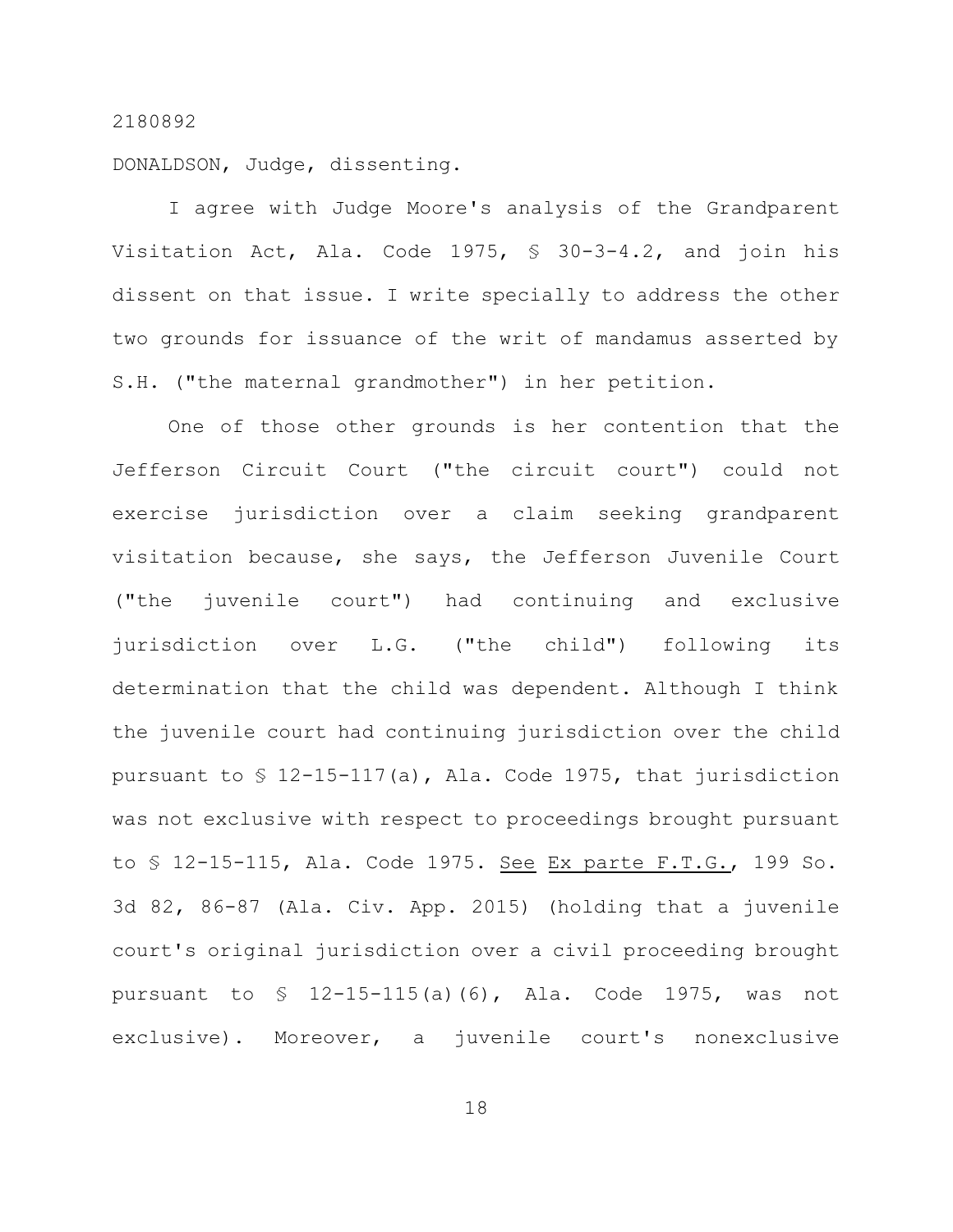2180892

DONALDSON, Judge, dissenting.

I agree with Judge Moore's analysis of the Grandparent Visitation Act, Ala. Code 1975, § 30-3-4.2, and join his dissent on that issue. I write specially to address the other two grounds for issuance of the writ of mandamus asserted by S.H. ("the maternal grandmother") in her petition.

One of those other grounds is her contention that the Jefferson Circuit Court ("the circuit court") could not exercise jurisdiction over a claim seeking grandparent visitation because, she says, the Jefferson Juvenile Court ("the juvenile court") had continuing and exclusive jurisdiction over L.G. ("the child") following its determination that the child was dependent. Although I think the juvenile court had continuing jurisdiction over the child pursuant to § 12-15-117(a), Ala. Code 1975, that jurisdiction was not exclusive with respect to proceedings brought pursuant to § 12-15-115, Ala. Code 1975. <u>See</u> <u>Ex parte F.T.G.</u>, 199 So. 3d 82, 86-87 (Ala. Civ. App. 2015) (holding that a juvenile court's original jurisdiction over a civil proceeding brought pursuant to § 12-15-115(a)(6), Ala. Code 1975, was not exclusive). Moreover, a juvenile court's nonexclusive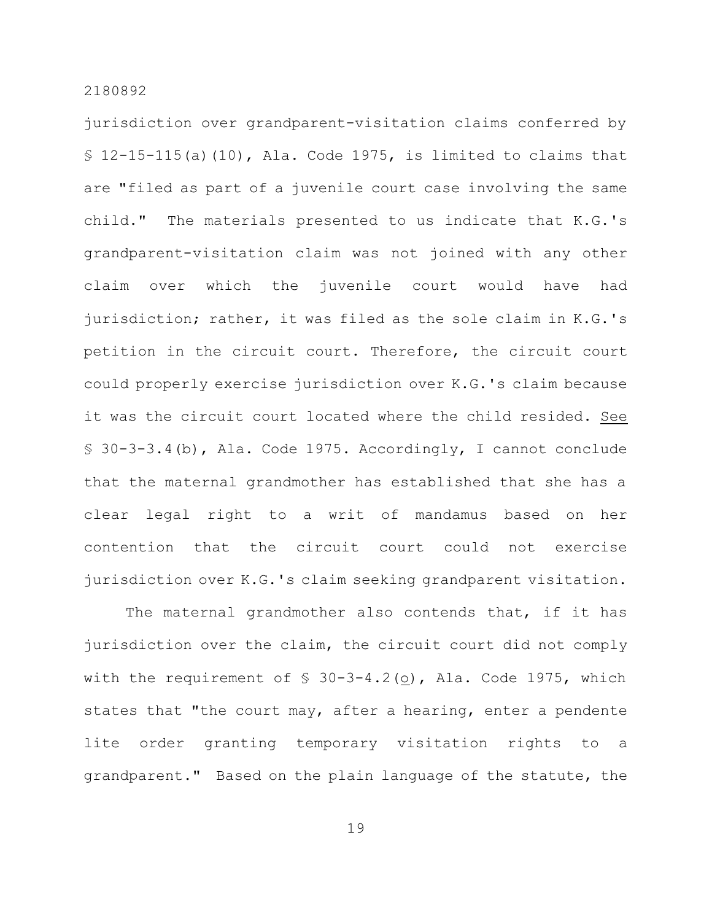jurisdiction over grandparent-visitation claims conferred by § 12-15-115(a)(10), Ala. Code 1975, is limited to claims that are "filed as part of a juvenile court case involving the same child." The materials presented to us indicate that K.G.'s grandparent-visitation claim was not joined with any other claim over which the juvenile court would have had jurisdiction; rather, it was filed as the sole claim in K.G.'s petition in the circuit court. Therefore, the circuit court could properly exercise jurisdiction over K.G.'s claim because it was the circuit court located where the child resided. See § 30-3-3.4(b), Ala. Code 1975. Accordingly, I cannot conclude that the maternal grandmother has established that she has a clear legal right to a writ of mandamus based on her contention that the circuit court could not exercise jurisdiction over K.G.'s claim seeking grandparent visitation.

The maternal grandmother also contends that, if it has jurisdiction over the claim, the circuit court did not comply with the requirement of § 30-3-4.2(o), Ala. Code 1975, which states that "the court may, after a hearing, enter a pendente lite order granting temporary visitation rights to a grandparent." Based on the plain language of the statute, the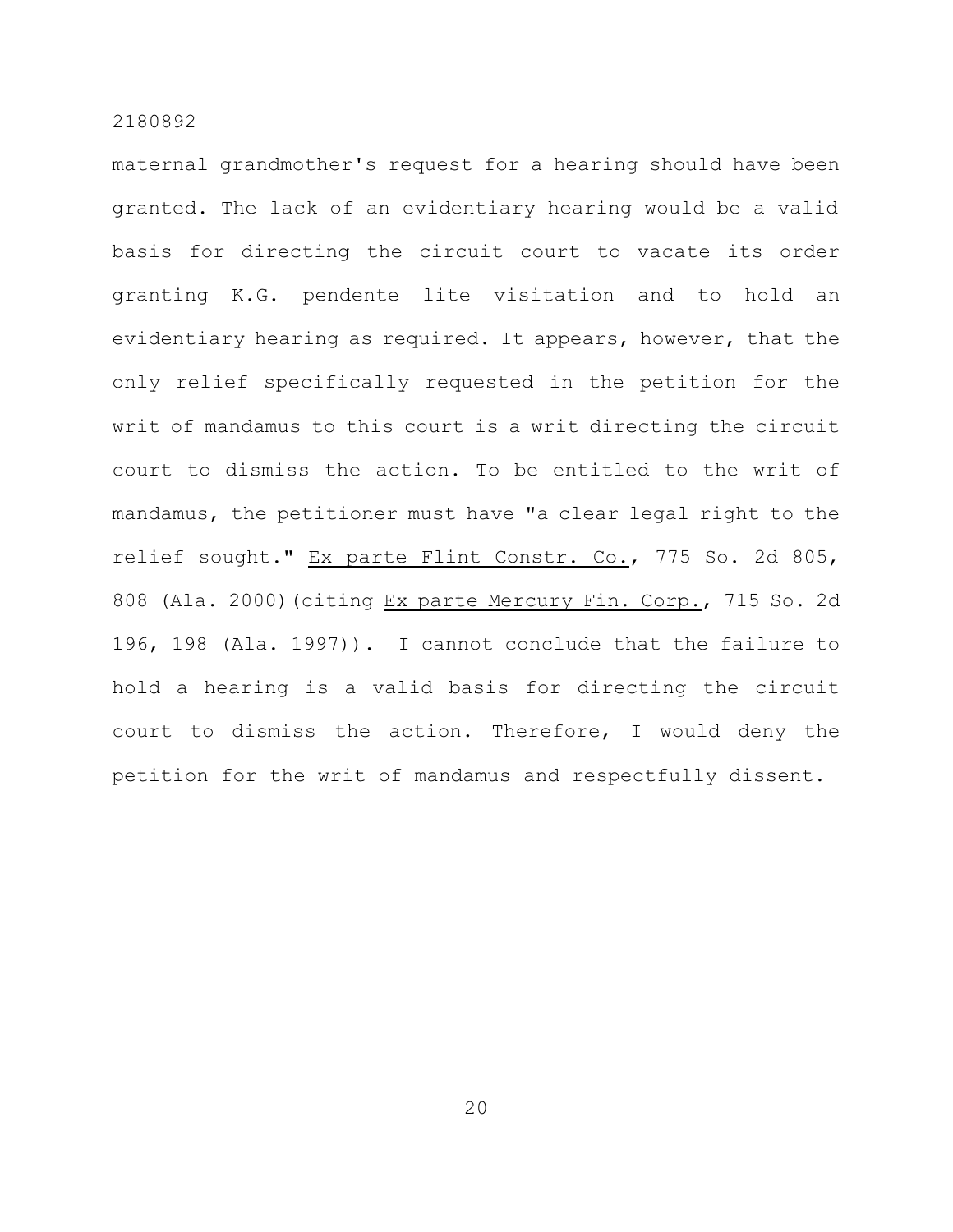maternal grandmother's request for a hearing should have been granted. The lack of an evidentiary hearing would be a valid basis for directing the circuit court to vacate its order granting K.G. pendente lite visitation and to hold an evidentiary hearing as required. It appears, however, that the only relief specifically requested in the petition for the writ of mandamus to this court is a writ directing the circuit court to dismiss the action. To be entitled to the writ of mandamus, the petitioner must have "a clear legal right to the relief sought." _Ex parte Flint Constr. Co._, 775 So. 2d 805, 808 (Ala. 2000)(citing _Ex parte Mercury Fin. Corp._, 715 So. 2d 196, 198 (Ala. 1997)). I cannot conclude that the failure to hold a hearing is a valid basis for directing the circuit court to dismiss the action. Therefore, I would deny the petition for the writ of mandamus and respectfully dissent.